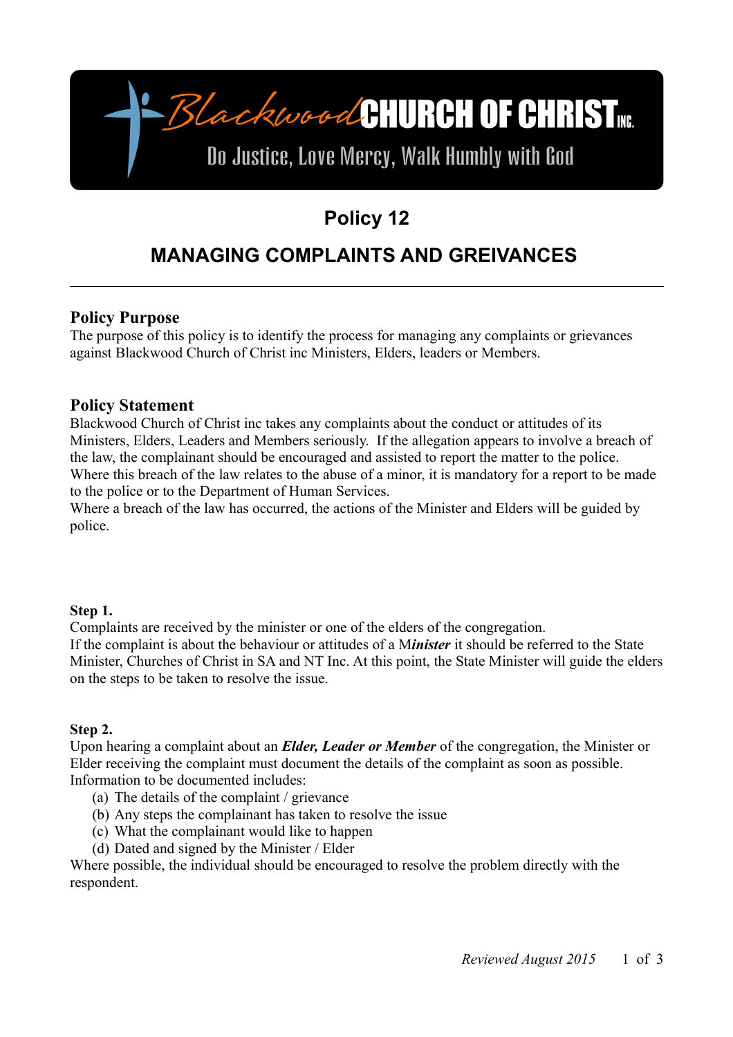**Blackwood CHURCH OF CHRIST INC.**

Do Justice, Love Mercy, Walk Humbly with God

# Policy 12

# MANAGING COMPLAINTS AND GREIVANCES

---

## Policy Purpose

The purpose of this policy is to identify the process for managing any complaints or grievances against Blackwood Church of Christ inc Ministers, Elders, leaders or Members.

## Policy Statement

Blackwood Church of Christ inc takes any complaints about the conduct or attitudes of its Ministers, Elders, Leaders and Members seriously. If the allegation appears to involve a breach of the law, the complainant should be encouraged and assisted to report the matter to the police. Where this breach of the law relates to the abuse of a minor, it is mandatory for a report to be made to the police or to the Department of Human Services.
Where a breach of the law has occurred, the actions of the Minister and Elders will be guided by police.

**Step 1.**
Complaints are received by the minister or one of the elders of the congregation.
If the complaint is about the behaviour or attitudes of a M***inister*** it should be referred to the State Minister, Churches of Christ in SA and NT Inc. At this point, the State Minister will guide the elders on the steps to be taken to resolve the issue.

**Step 2.**
Upon hearing a complaint about an ***Elder, Leader or Member*** of the congregation, the Minister or Elder receiving the complaint must document the details of the complaint as soon as possible. Information to be documented includes:

(a) The details of the complaint / grievance
(b) Any steps the complainant has taken to resolve the issue
(c) What the complainant would like to happen
(d) Dated and signed by the Minister / Elder

Where possible, the individual should be encouraged to resolve the problem directly with the respondent.

*Reviewed August 2015*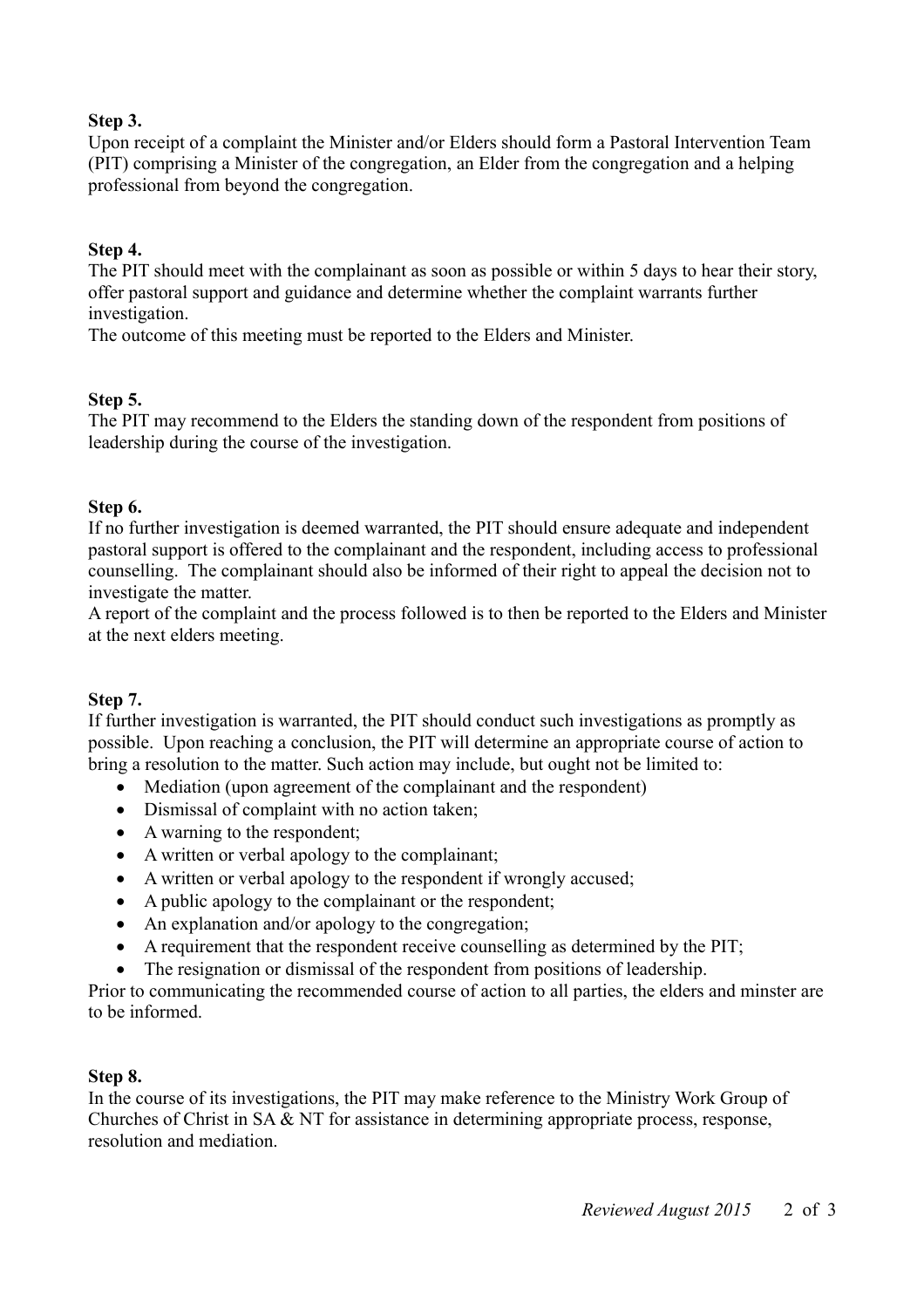**Step 3.**
Upon receipt of a complaint the Minister and/or Elders should form a Pastoral Intervention Team (PIT) comprising a Minister of the congregation, an Elder from the congregation and a helping professional from beyond the congregation.

**Step 4.**
The PIT should meet with the complainant as soon as possible or within 5 days to hear their story, offer pastoral support and guidance and determine whether the complaint warrants further investigation.
The outcome of this meeting must be reported to the Elders and Minister.

**Step 5.**
The PIT may recommend to the Elders the standing down of the respondent from positions of leadership during the course of the investigation.

**Step 6.**
If no further investigation is deemed warranted, the PIT should ensure adequate and independent pastoral support is offered to the complainant and the respondent, including access to professional counselling. The complainant should also be informed of their right to appeal the decision not to investigate the matter.
A report of the complaint and the process followed is to then be reported to the Elders and Minister at the next elders meeting.

**Step 7.**
If further investigation is warranted, the PIT should conduct such investigations as promptly as possible. Upon reaching a conclusion, the PIT will determine an appropriate course of action to bring a resolution to the matter. Such action may include, but ought not be limited to:

- Mediation (upon agreement of the complainant and the respondent)
- Dismissal of complaint with no action taken;
- A warning to the respondent;
- A written or verbal apology to the complainant;
- A written or verbal apology to the respondent if wrongly accused;
- A public apology to the complainant or the respondent;
- An explanation and/or apology to the congregation;
- A requirement that the respondent receive counselling as determined by the PIT;
- The resignation or dismissal of the respondent from positions of leadership.

Prior to communicating the recommended course of action to all parties, the elders and minster are to be informed.

**Step 8.**
In the course of its investigations, the PIT may make reference to the Ministry Work Group of Churches of Christ in SA & NT for assistance in determining appropriate process, response, resolution and mediation.

*Reviewed August 2015*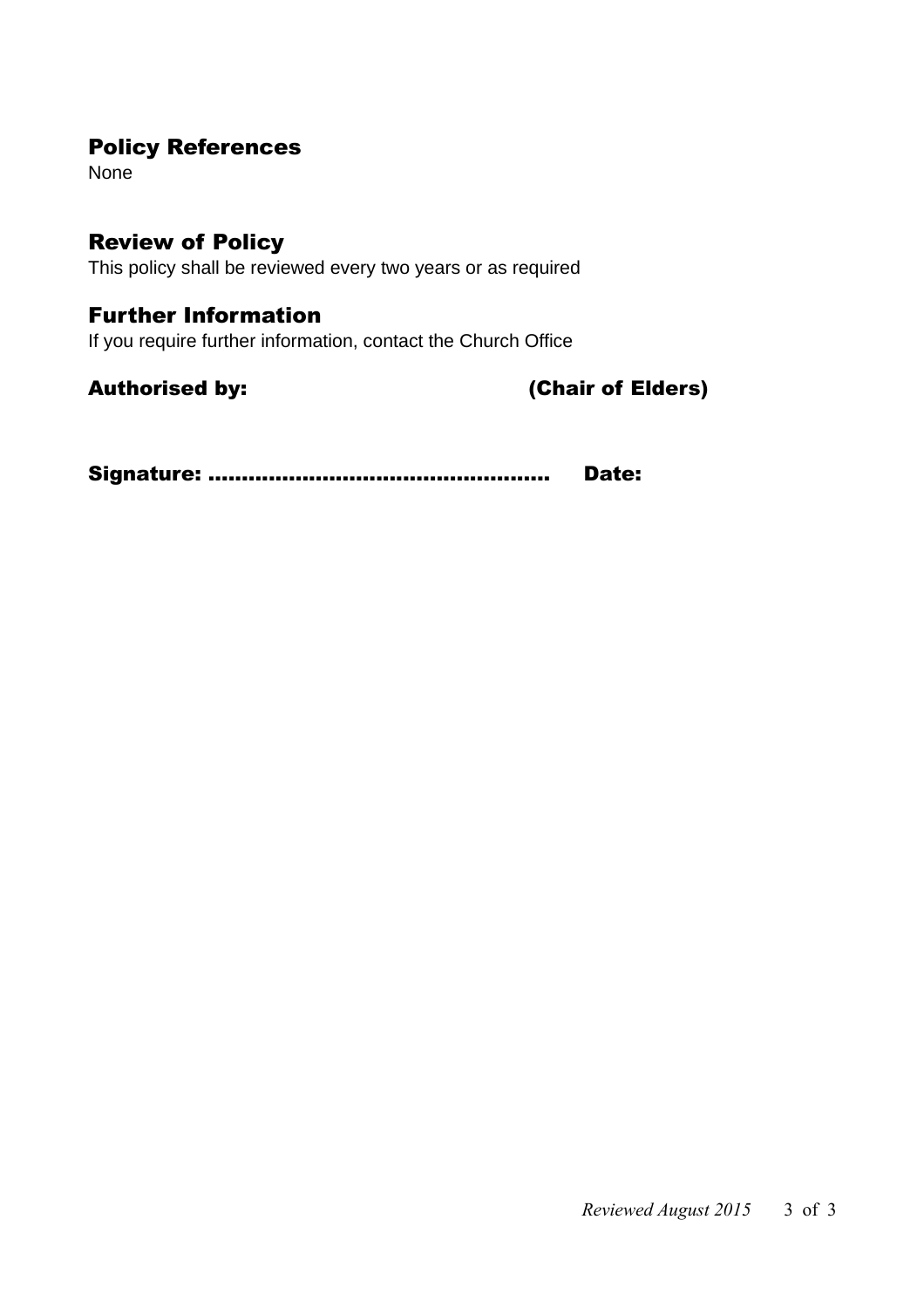## Policy References

None

## Review of Policy

This policy shall be reviewed every two years or as required

## Further Information

If you require further information, contact the Church Office

**Authorised by:** **(Chair of Elders)**

**Signature: ……………………………………………** **Date:**